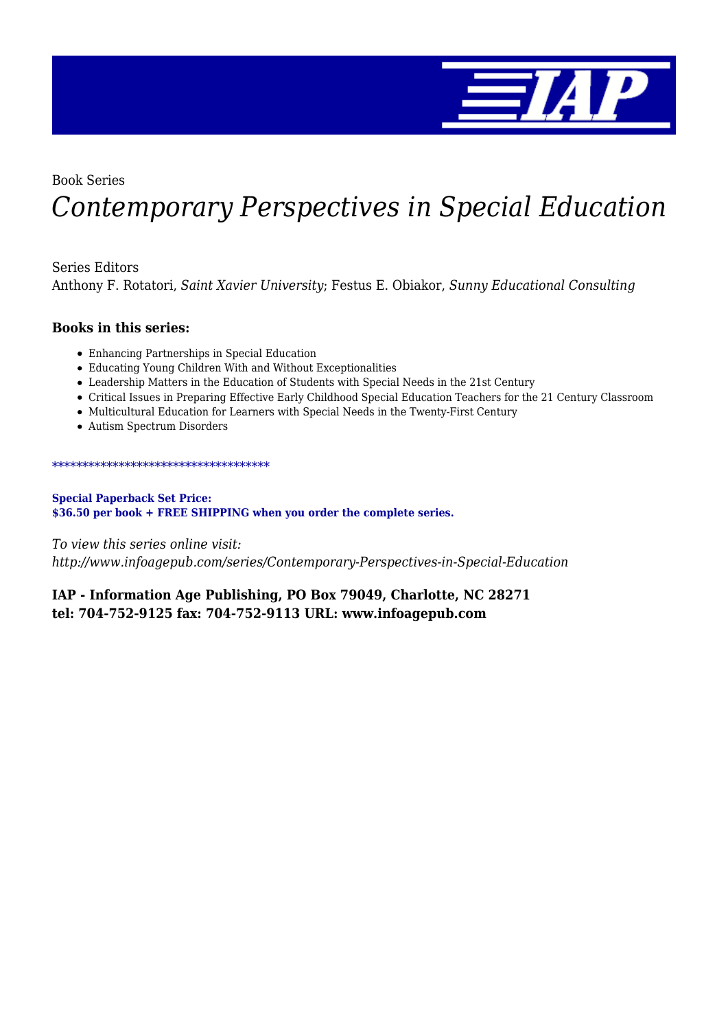Book Series

# *Contemporary Perspectives in Special Education*

Series Editors
Anthony F. Rotatori, *Saint Xavier University*; Festus E. Obiakor, *Sunny Educational Consulting*

### Books in this series:

- Enhancing Partnerships in Special Education
- Educating Young Children With and Without Exceptionalities
- Leadership Matters in the Education of Students with Special Needs in the 21st Century
- Critical Issues in Preparing Effective Early Childhood Special Education Teachers for the 21 Century Classroom
- Multicultural Education for Learners with Special Needs in the Twenty-First Century
- Autism Spectrum Disorders

************************************

**Special Paperback Set Price:**
**$36.50 per book + FREE SHIPPING when you order the complete series.**

*To view this series online visit:*
*http://www.infoagepub.com/series/Contemporary-Perspectives-in-Special-Education*

**IAP - Information Age Publishing, PO Box 79049, Charlotte, NC 28271**
**tel: 704-752-9125 fax: 704-752-9113 URL: www.infoagepub.com**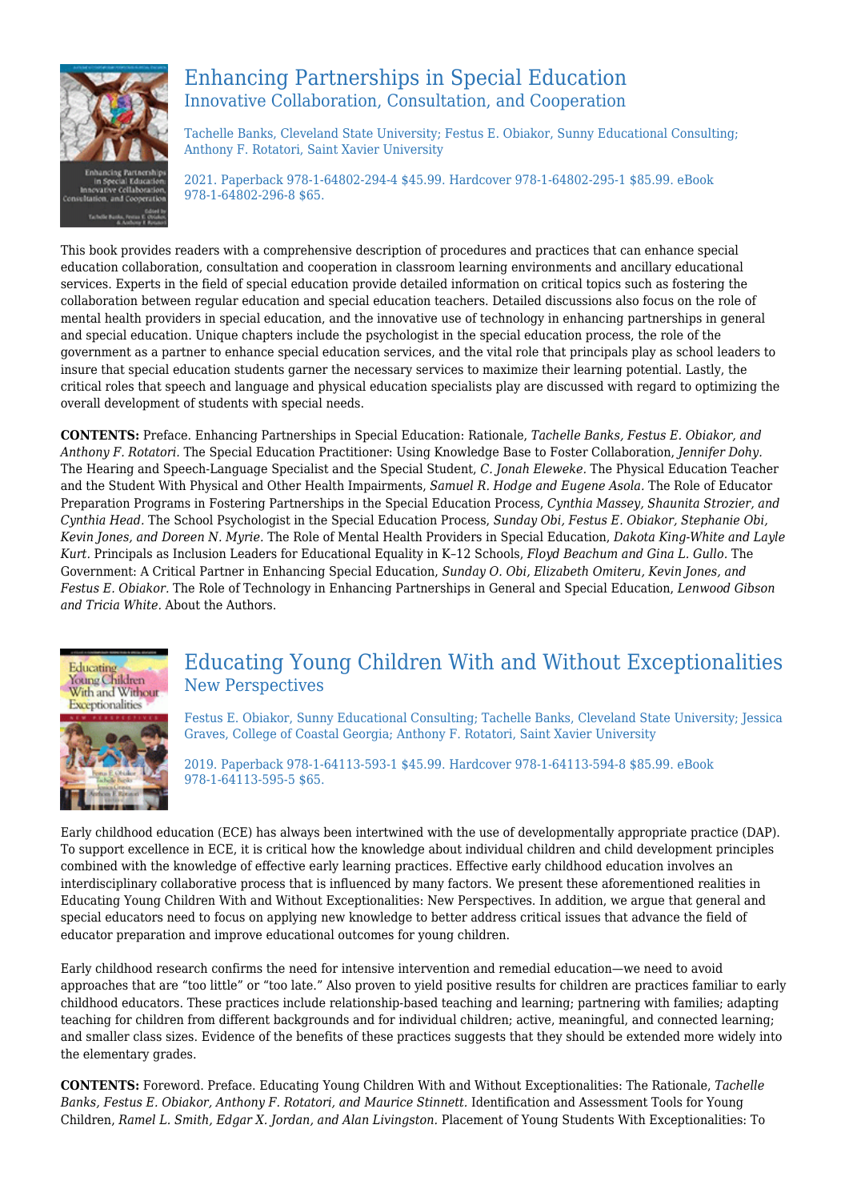## Enhancing Partnerships in Special Education
### Innovative Collaboration, Consultation, and Cooperation

Tachelle Banks, Cleveland State University; Festus E. Obiakor, Sunny Educational Consulting; Anthony F. Rotatori, Saint Xavier University

2021. Paperback 978-1-64802-294-4 $45.99. Hardcover 978-1-64802-295-1 $85.99. eBook 978-1-64802-296-8 $65.

This book provides readers with a comprehensive description of procedures and practices that can enhance special education collaboration, consultation and cooperation in classroom learning environments and ancillary educational services. Experts in the field of special education provide detailed information on critical topics such as fostering the collaboration between regular education and special education teachers. Detailed discussions also focus on the role of mental health providers in special education, and the innovative use of technology in enhancing partnerships in general and special education. Unique chapters include the psychologist in the special education process, the role of the government as a partner to enhance special education services, and the vital role that principals play as school leaders to insure that special education students garner the necessary services to maximize their learning potential. Lastly, the critical roles that speech and language and physical education specialists play are discussed with regard to optimizing the overall development of students with special needs.

**CONTENTS:** Preface. Enhancing Partnerships in Special Education: Rationale, *Tachelle Banks, Festus E. Obiakor, and Anthony F. Rotatori.* The Special Education Practitioner: Using Knowledge Base to Foster Collaboration, *Jennifer Dohy.* The Hearing and Speech-Language Specialist and the Special Student, *C. Jonah Eleweke.* The Physical Education Teacher and the Student With Physical and Other Health Impairments, *Samuel R. Hodge and Eugene Asola.* The Role of Educator Preparation Programs in Fostering Partnerships in the Special Education Process, *Cynthia Massey, Shaunita Strozier, and Cynthia Head.* The School Psychologist in the Special Education Process, *Sunday Obi, Festus E. Obiakor, Stephanie Obi, Kevin Jones, and Doreen N. Myrie.* The Role of Mental Health Providers in Special Education, *Dakota King-White and Layle Kurt.* Principals as Inclusion Leaders for Educational Equality in K–12 Schools, *Floyd Beachum and Gina L. Gullo.* The Government: A Critical Partner in Enhancing Special Education, *Sunday O. Obi, Elizabeth Omiteru, Kevin Jones, and Festus E. Obiakor.* The Role of Technology in Enhancing Partnerships in General and Special Education, *Lenwood Gibson and Tricia White.* About the Authors.

## Educating Young Children With and Without Exceptionalities
### New Perspectives

Festus E. Obiakor, Sunny Educational Consulting; Tachelle Banks, Cleveland State University; Jessica Graves, College of Coastal Georgia; Anthony F. Rotatori, Saint Xavier University

2019. Paperback 978-1-64113-593-1 $45.99. Hardcover 978-1-64113-594-8 $85.99. eBook 978-1-64113-595-5 $65.

Early childhood education (ECE) has always been intertwined with the use of developmentally appropriate practice (DAP). To support excellence in ECE, it is critical how the knowledge about individual children and child development principles combined with the knowledge of effective early learning practices. Effective early childhood education involves an interdisciplinary collaborative process that is influenced by many factors. We present these aforementioned realities in Educating Young Children With and Without Exceptionalities: New Perspectives. In addition, we argue that general and special educators need to focus on applying new knowledge to better address critical issues that advance the field of educator preparation and improve educational outcomes for young children.

Early childhood research confirms the need for intensive intervention and remedial education—we need to avoid approaches that are "too little" or "too late." Also proven to yield positive results for children are practices familiar to early childhood educators. These practices include relationship-based teaching and learning; partnering with families; adapting teaching for children from different backgrounds and for individual children; active, meaningful, and connected learning; and smaller class sizes. Evidence of the benefits of these practices suggests that they should be extended more widely into the elementary grades.

**CONTENTS:** Foreword. Preface. Educating Young Children With and Without Exceptionalities: The Rationale, *Tachelle Banks, Festus E. Obiakor, Anthony F. Rotatori, and Maurice Stinnett.* Identification and Assessment Tools for Young Children, *Ramel L. Smith, Edgar X. Jordan, and Alan Livingston.* Placement of Young Students With Exceptionalities: To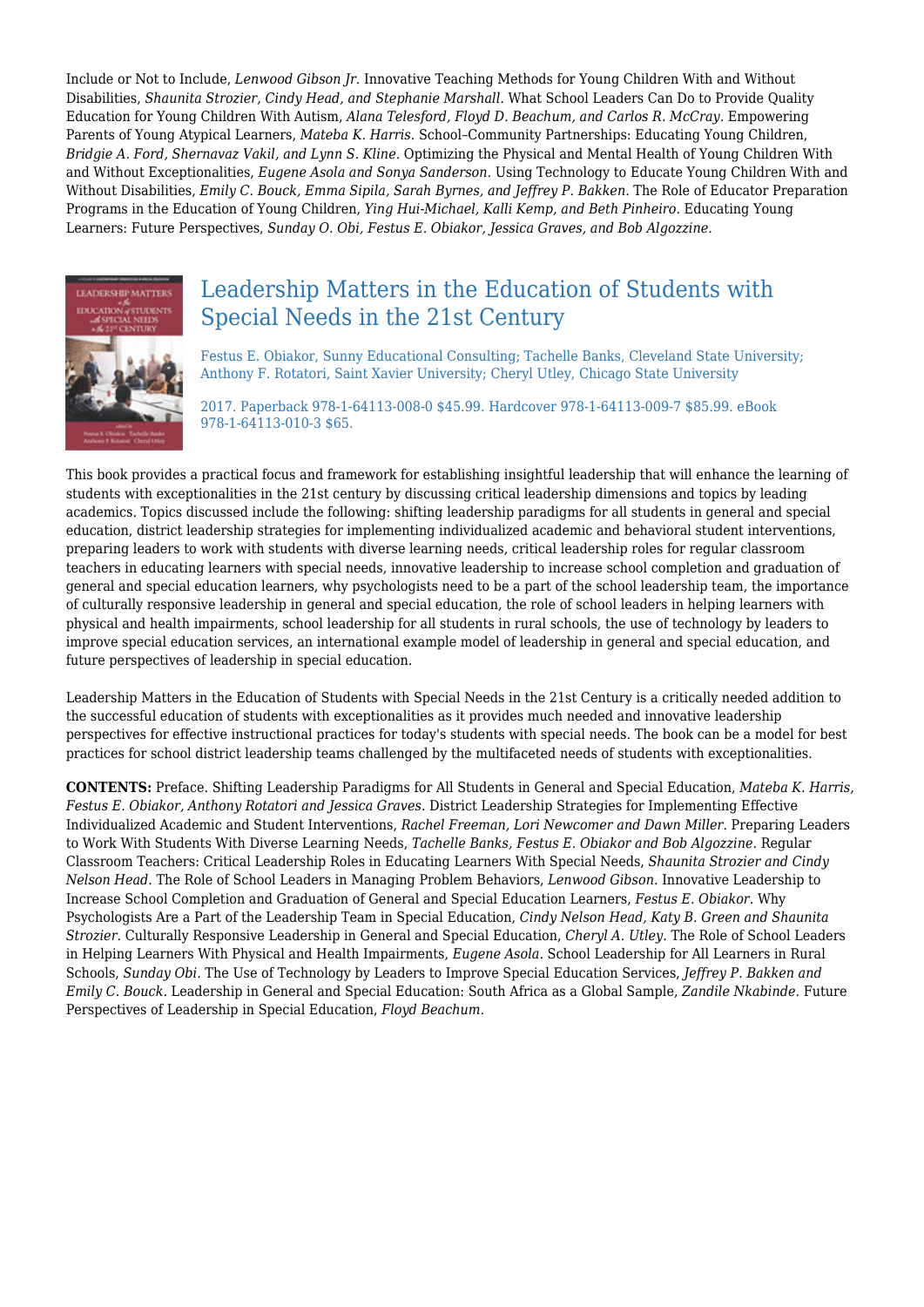Include or Not to Include, *Lenwood Gibson Jr.* Innovative Teaching Methods for Young Children With and Without Disabilities, *Shaunita Strozier, Cindy Head, and Stephanie Marshall.* What School Leaders Can Do to Provide Quality Education for Young Children With Autism, *Alana Telesford, Floyd D. Beachum, and Carlos R. McCray.* Empowering Parents of Young Atypical Learners, *Mateba K. Harris.* School–Community Partnerships: Educating Young Children, *Bridgie A. Ford, Shernavaz Vakil, and Lynn S. Kline.* Optimizing the Physical and Mental Health of Young Children With and Without Exceptionalities, *Eugene Asola and Sonya Sanderson.* Using Technology to Educate Young Children With and Without Disabilities, *Emily C. Bouck, Emma Sipila, Sarah Byrnes, and Jeffrey P. Bakken.* The Role of Educator Preparation Programs in the Education of Young Children, *Ying Hui-Michael, Kalli Kemp, and Beth Pinheiro.* Educating Young Learners: Future Perspectives, *Sunday O. Obi, Festus E. Obiakor, Jessica Graves, and Bob Algozzine.*

## Leadership Matters in the Education of Students with Special Needs in the 21st Century

Festus E. Obiakor, Sunny Educational Consulting; Tachelle Banks, Cleveland State University; Anthony F. Rotatori, Saint Xavier University; Cheryl Utley, Chicago State University

2017. Paperback 978-1-64113-008-0 $45.99. Hardcover 978-1-64113-009-7 $85.99. eBook 978-1-64113-010-3 $65.

This book provides a practical focus and framework for establishing insightful leadership that will enhance the learning of students with exceptionalities in the 21st century by discussing critical leadership dimensions and topics by leading academics. Topics discussed include the following: shifting leadership paradigms for all students in general and special education, district leadership strategies for implementing individualized academic and behavioral student interventions, preparing leaders to work with students with diverse learning needs, critical leadership roles for regular classroom teachers in educating learners with special needs, innovative leadership to increase school completion and graduation of general and special education learners, why psychologists need to be a part of the school leadership team, the importance of culturally responsive leadership in general and special education, the role of school leaders in helping learners with physical and health impairments, school leadership for all students in rural schools, the use of technology by leaders to improve special education services, an international example model of leadership in general and special education, and future perspectives of leadership in special education.

Leadership Matters in the Education of Students with Special Needs in the 21st Century is a critically needed addition to the successful education of students with exceptionalities as it provides much needed and innovative leadership perspectives for effective instructional practices for today's students with special needs. The book can be a model for best practices for school district leadership teams challenged by the multifaceted needs of students with exceptionalities.

**CONTENTS:** Preface. Shifting Leadership Paradigms for All Students in General and Special Education, *Mateba K. Harris, Festus E. Obiakor, Anthony Rotatori and Jessica Graves.* District Leadership Strategies for Implementing Effective Individualized Academic and Student Interventions, *Rachel Freeman, Lori Newcomer and Dawn Miller.* Preparing Leaders to Work With Students With Diverse Learning Needs, *Tachelle Banks, Festus E. Obiakor and Bob Algozzine.* Regular Classroom Teachers: Critical Leadership Roles in Educating Learners With Special Needs, *Shaunita Strozier and Cindy Nelson Head.* The Role of School Leaders in Managing Problem Behaviors, *Lenwood Gibson.* Innovative Leadership to Increase School Completion and Graduation of General and Special Education Learners, *Festus E. Obiakor.* Why Psychologists Are a Part of the Leadership Team in Special Education, *Cindy Nelson Head, Katy B. Green and Shaunita Strozier.* Culturally Responsive Leadership in General and Special Education, *Cheryl A. Utley.* The Role of School Leaders in Helping Learners With Physical and Health Impairments, *Eugene Asola.* School Leadership for All Learners in Rural Schools, *Sunday Obi.* The Use of Technology by Leaders to Improve Special Education Services, *Jeffrey P. Bakken and Emily C. Bouck.* Leadership in General and Special Education: South Africa as a Global Sample, *Zandile Nkabinde.* Future Perspectives of Leadership in Special Education, *Floyd Beachum.*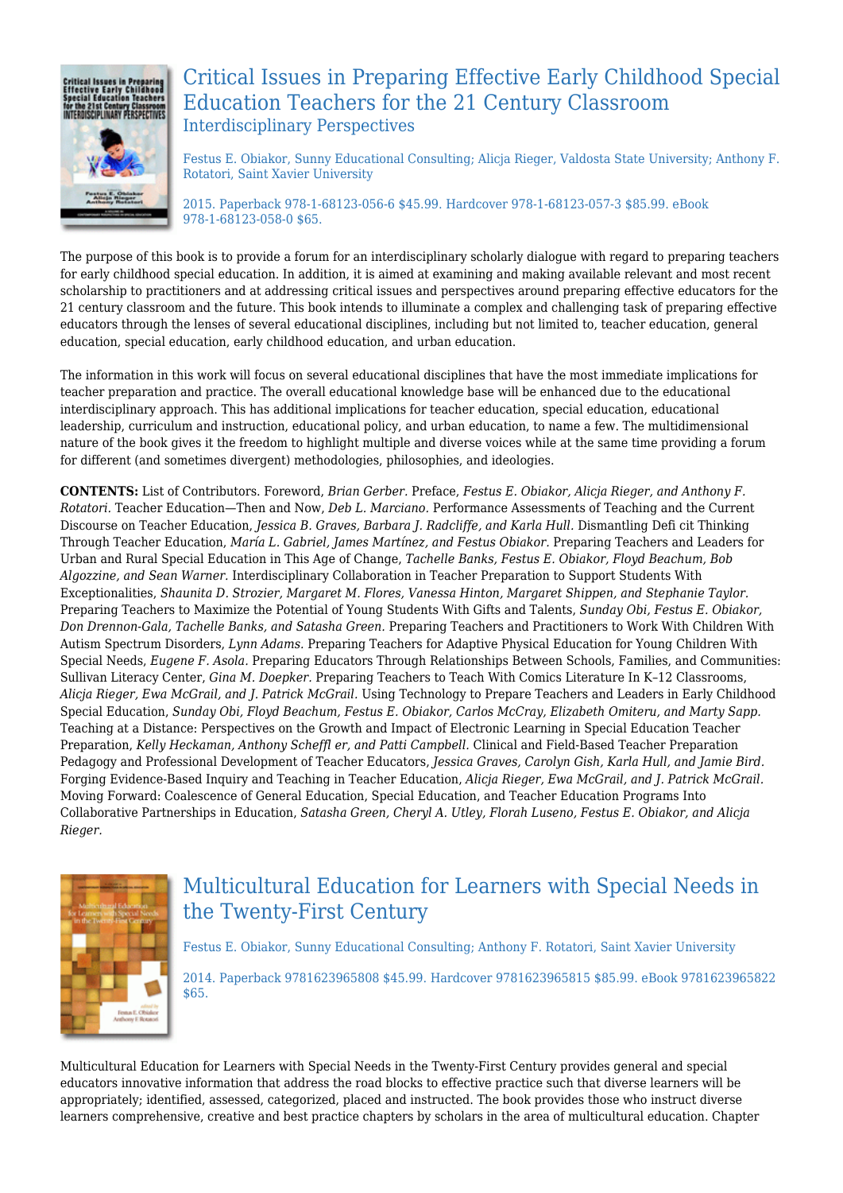## Critical Issues in Preparing Effective Early Childhood Special Education Teachers for the 21 Century Classroom
### Interdisciplinary Perspectives

Festus E. Obiakor, Sunny Educational Consulting; Alicja Rieger, Valdosta State University; Anthony F. Rotatori, Saint Xavier University

2015. Paperback 978-1-68123-056-6 $45.99. Hardcover 978-1-68123-057-3 $85.99. eBook 978-1-68123-058-0 $65.

The purpose of this book is to provide a forum for an interdisciplinary scholarly dialogue with regard to preparing teachers for early childhood special education. In addition, it is aimed at examining and making available relevant and most recent scholarship to practitioners and at addressing critical issues and perspectives around preparing effective educators for the 21 century classroom and the future. This book intends to illuminate a complex and challenging task of preparing effective educators through the lenses of several educational disciplines, including but not limited to, teacher education, general education, special education, early childhood education, and urban education.

The information in this work will focus on several educational disciplines that have the most immediate implications for teacher preparation and practice. The overall educational knowledge base will be enhanced due to the educational interdisciplinary approach. This has additional implications for teacher education, special education, educational leadership, curriculum and instruction, educational policy, and urban education, to name a few. The multidimensional nature of the book gives it the freedom to highlight multiple and diverse voices while at the same time providing a forum for different (and sometimes divergent) methodologies, philosophies, and ideologies.

**CONTENTS:** List of Contributors. Foreword, *Brian Gerber.* Preface, *Festus E. Obiakor, Alicja Rieger, and Anthony F. Rotatori.* Teacher Education—Then and Now, *Deb L. Marciano.* Performance Assessments of Teaching and the Current Discourse on Teacher Education, *Jessica B. Graves, Barbara J. Radcliffe, and Karla Hull.* Dismantling Defi cit Thinking Through Teacher Education, *María L. Gabriel, James Martínez, and Festus Obiakor.* Preparing Teachers and Leaders for Urban and Rural Special Education in This Age of Change, *Tachelle Banks, Festus E. Obiakor, Floyd Beachum, Bob Algozzine, and Sean Warner.* Interdisciplinary Collaboration in Teacher Preparation to Support Students With Exceptionalities, *Shaunita D. Strozier, Margaret M. Flores, Vanessa Hinton, Margaret Shippen, and Stephanie Taylor.* Preparing Teachers to Maximize the Potential of Young Students With Gifts and Talents, *Sunday Obi, Festus E. Obiakor, Don Drennon-Gala, Tachelle Banks, and Satasha Green.* Preparing Teachers and Practitioners to Work With Children With Autism Spectrum Disorders, *Lynn Adams.* Preparing Teachers for Adaptive Physical Education for Young Children With Special Needs, *Eugene F. Asola.* Preparing Educators Through Relationships Between Schools, Families, and Communities: Sullivan Literacy Center, *Gina M. Doepker.* Preparing Teachers to Teach With Comics Literature In K–12 Classrooms, *Alicja Rieger, Ewa McGrail, and J. Patrick McGrail.* Using Technology to Prepare Teachers and Leaders in Early Childhood Special Education, *Sunday Obi, Floyd Beachum, Festus E. Obiakor, Carlos McCray, Elizabeth Omiteru, and Marty Sapp.* Teaching at a Distance: Perspectives on the Growth and Impact of Electronic Learning in Special Education Teacher Preparation, *Kelly Heckaman, Anthony Scheffl er, and Patti Campbell.* Clinical and Field-Based Teacher Preparation Pedagogy and Professional Development of Teacher Educators, *Jessica Graves, Carolyn Gish, Karla Hull, and Jamie Bird.* Forging Evidence-Based Inquiry and Teaching in Teacher Education, *Alicja Rieger, Ewa McGrail, and J. Patrick McGrail.* Moving Forward: Coalescence of General Education, Special Education, and Teacher Education Programs Into Collaborative Partnerships in Education, *Satasha Green, Cheryl A. Utley, Florah Luseno, Festus E. Obiakor, and Alicja Rieger.*

## Multicultural Education for Learners with Special Needs in the Twenty-First Century

Festus E. Obiakor, Sunny Educational Consulting; Anthony F. Rotatori, Saint Xavier University

2014. Paperback 9781623965808 $45.99. Hardcover 9781623965815 $85.99. eBook 9781623965822 $65.

Multicultural Education for Learners with Special Needs in the Twenty-First Century provides general and special educators innovative information that address the road blocks to effective practice such that diverse learners will be appropriately; identified, assessed, categorized, placed and instructed. The book provides those who instruct diverse learners comprehensive, creative and best practice chapters by scholars in the area of multicultural education. Chapter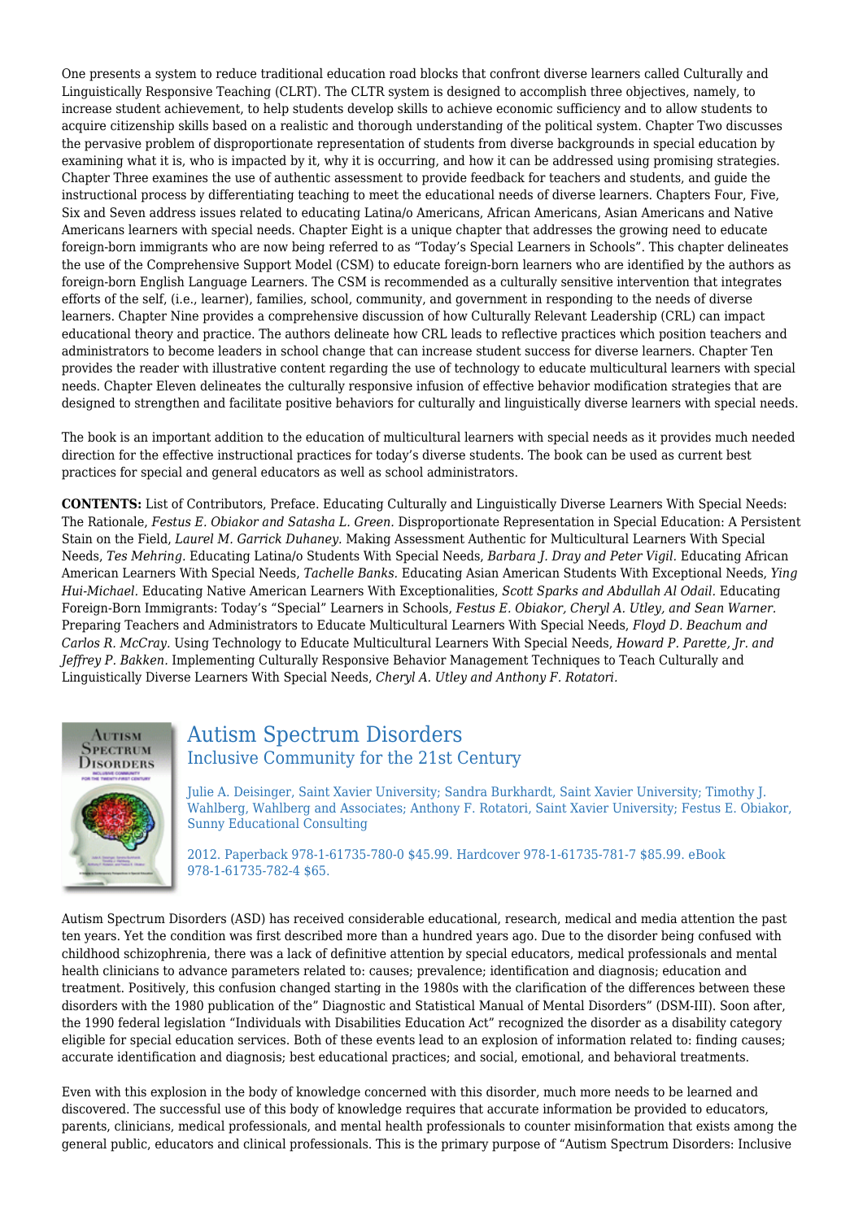One presents a system to reduce traditional education road blocks that confront diverse learners called Culturally and Linguistically Responsive Teaching (CLRT). The CLTR system is designed to accomplish three objectives, namely, to increase student achievement, to help students develop skills to achieve economic sufficiency and to allow students to acquire citizenship skills based on a realistic and thorough understanding of the political system. Chapter Two discusses the pervasive problem of disproportionate representation of students from diverse backgrounds in special education by examining what it is, who is impacted by it, why it is occurring, and how it can be addressed using promising strategies. Chapter Three examines the use of authentic assessment to provide feedback for teachers and students, and guide the instructional process by differentiating teaching to meet the educational needs of diverse learners. Chapters Four, Five, Six and Seven address issues related to educating Latina/o Americans, African Americans, Asian Americans and Native Americans learners with special needs. Chapter Eight is a unique chapter that addresses the growing need to educate foreign-born immigrants who are now being referred to as "Today's Special Learners in Schools". This chapter delineates the use of the Comprehensive Support Model (CSM) to educate foreign-born learners who are identified by the authors as foreign-born English Language Learners. The CSM is recommended as a culturally sensitive intervention that integrates efforts of the self, (i.e., learner), families, school, community, and government in responding to the needs of diverse learners. Chapter Nine provides a comprehensive discussion of how Culturally Relevant Leadership (CRL) can impact educational theory and practice. The authors delineate how CRL leads to reflective practices which position teachers and administrators to become leaders in school change that can increase student success for diverse learners. Chapter Ten provides the reader with illustrative content regarding the use of technology to educate multicultural learners with special needs. Chapter Eleven delineates the culturally responsive infusion of effective behavior modification strategies that are designed to strengthen and facilitate positive behaviors for culturally and linguistically diverse learners with special needs.

The book is an important addition to the education of multicultural learners with special needs as it provides much needed direction for the effective instructional practices for today's diverse students. The book can be used as current best practices for special and general educators as well as school administrators.

**CONTENTS:** List of Contributors, Preface. Educating Culturally and Linguistically Diverse Learners With Special Needs: The Rationale, *Festus E. Obiakor and Satasha L. Green.* Disproportionate Representation in Special Education: A Persistent Stain on the Field, *Laurel M. Garrick Duhaney.* Making Assessment Authentic for Multicultural Learners With Special Needs, *Tes Mehring.* Educating Latina/o Students With Special Needs, *Barbara J. Dray and Peter Vigil.* Educating African American Learners With Special Needs, *Tachelle Banks.* Educating Asian American Students With Exceptional Needs, *Ying Hui-Michael.* Educating Native American Learners With Exceptionalities, *Scott Sparks and Abdullah Al Odail.* Educating Foreign-Born Immigrants: Today's "Special" Learners in Schools, *Festus E. Obiakor, Cheryl A. Utley, and Sean Warner.* Preparing Teachers and Administrators to Educate Multicultural Learners With Special Needs, *Floyd D. Beachum and Carlos R. McCray.* Using Technology to Educate Multicultural Learners With Special Needs, *Howard P. Parette, Jr. and Jeffrey P. Bakken.* Implementing Culturally Responsive Behavior Management Techniques to Teach Culturally and Linguistically Diverse Learners With Special Needs, *Cheryl A. Utley and Anthony F. Rotatori.*

## Autism Spectrum Disorders
### Inclusive Community for the 21st Century

Julie A. Deisinger, Saint Xavier University; Sandra Burkhardt, Saint Xavier University; Timothy J. Wahlberg, Wahlberg and Associates; Anthony F. Rotatori, Saint Xavier University; Festus E. Obiakor, Sunny Educational Consulting

2012. Paperback 978-1-61735-780-0 $45.99. Hardcover 978-1-61735-781-7 $85.99. eBook 978-1-61735-782-4 $65.

Autism Spectrum Disorders (ASD) has received considerable educational, research, medical and media attention the past ten years. Yet the condition was first described more than a hundred years ago. Due to the disorder being confused with childhood schizophrenia, there was a lack of definitive attention by special educators, medical professionals and mental health clinicians to advance parameters related to: causes; prevalence; identification and diagnosis; education and treatment. Positively, this confusion changed starting in the 1980s with the clarification of the differences between these disorders with the 1980 publication of the" Diagnostic and Statistical Manual of Mental Disorders" (DSM-III). Soon after, the 1990 federal legislation "Individuals with Disabilities Education Act" recognized the disorder as a disability category eligible for special education services. Both of these events lead to an explosion of information related to: finding causes; accurate identification and diagnosis; best educational practices; and social, emotional, and behavioral treatments.

Even with this explosion in the body of knowledge concerned with this disorder, much more needs to be learned and discovered. The successful use of this body of knowledge requires that accurate information be provided to educators, parents, clinicians, medical professionals, and mental health professionals to counter misinformation that exists among the general public, educators and clinical professionals. This is the primary purpose of "Autism Spectrum Disorders: Inclusive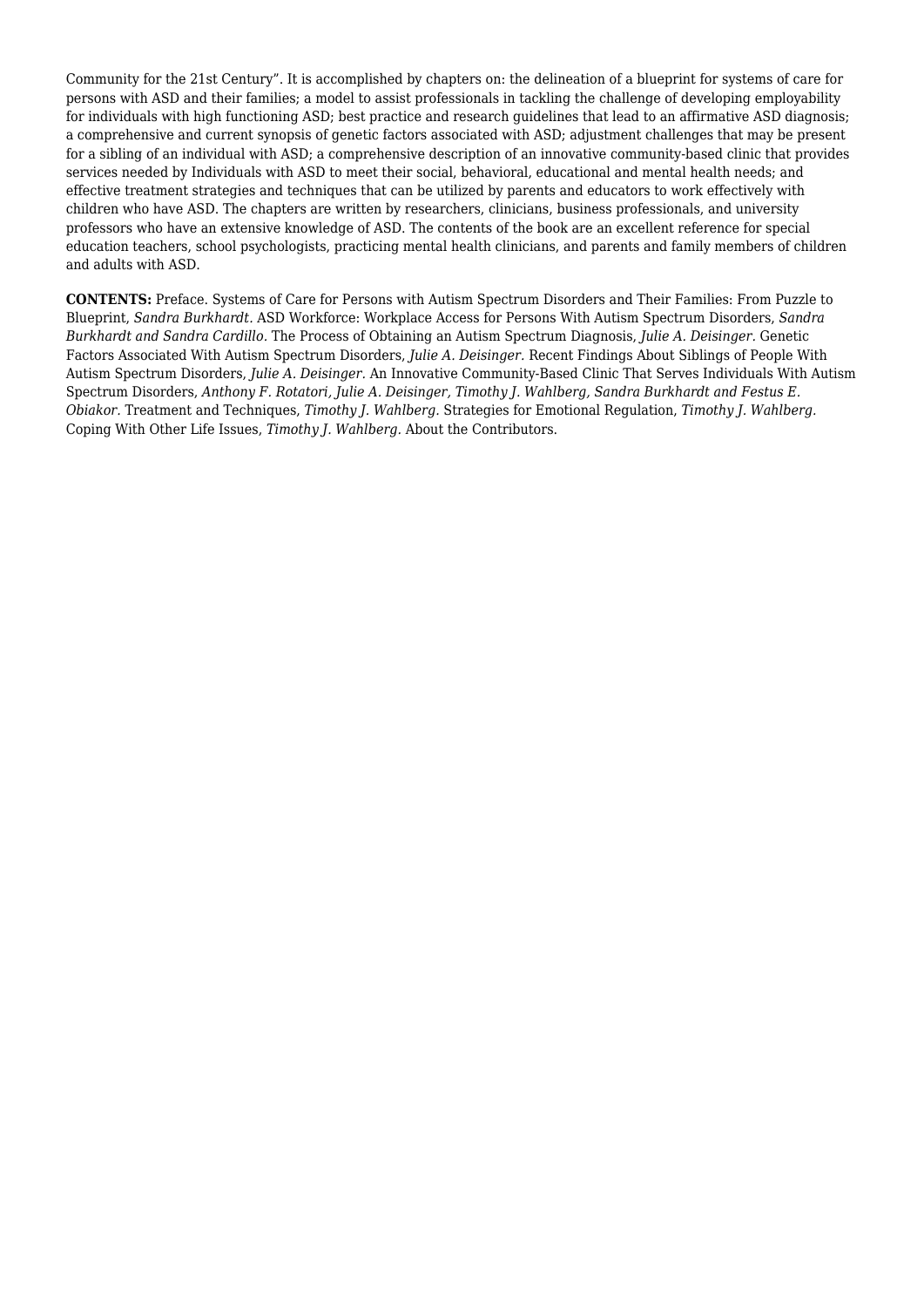Community for the 21st Century". It is accomplished by chapters on: the delineation of a blueprint for systems of care for persons with ASD and their families; a model to assist professionals in tackling the challenge of developing employability for individuals with high functioning ASD; best practice and research guidelines that lead to an affirmative ASD diagnosis; a comprehensive and current synopsis of genetic factors associated with ASD; adjustment challenges that may be present for a sibling of an individual with ASD; a comprehensive description of an innovative community-based clinic that provides services needed by Individuals with ASD to meet their social, behavioral, educational and mental health needs; and effective treatment strategies and techniques that can be utilized by parents and educators to work effectively with children who have ASD. The chapters are written by researchers, clinicians, business professionals, and university professors who have an extensive knowledge of ASD. The contents of the book are an excellent reference for special education teachers, school psychologists, practicing mental health clinicians, and parents and family members of children and adults with ASD.

**CONTENTS:** Preface. Systems of Care for Persons with Autism Spectrum Disorders and Their Families: From Puzzle to Blueprint, *Sandra Burkhardt.* ASD Workforce: Workplace Access for Persons With Autism Spectrum Disorders, *Sandra Burkhardt and Sandra Cardillo.* The Process of Obtaining an Autism Spectrum Diagnosis, *Julie A. Deisinger.* Genetic Factors Associated With Autism Spectrum Disorders, *Julie A. Deisinger.* Recent Findings About Siblings of People With Autism Spectrum Disorders, *Julie A. Deisinger.* An Innovative Community-Based Clinic That Serves Individuals With Autism Spectrum Disorders, *Anthony F. Rotatori, Julie A. Deisinger, Timothy J. Wahlberg, Sandra Burkhardt and Festus E. Obiakor.* Treatment and Techniques, *Timothy J. Wahlberg.* Strategies for Emotional Regulation, *Timothy J. Wahlberg.* Coping With Other Life Issues, *Timothy J. Wahlberg.* About the Contributors.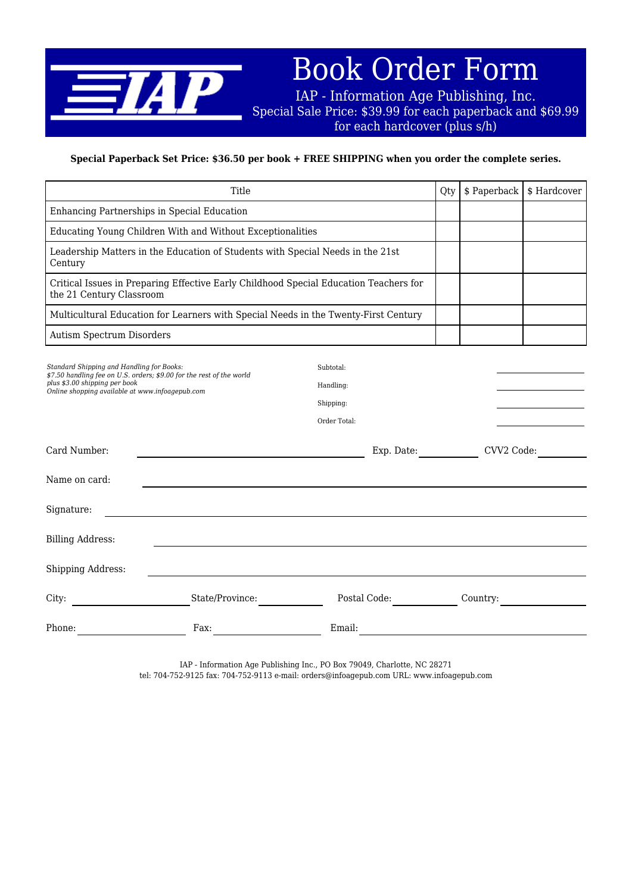# Book Order Form

IAP - Information Age Publishing, Inc.
Special Sale Price: $39.99 for each paperback and $69.99 for each hardcover (plus s/h)

**Special Paperback Set Price: $36.50 per book + FREE SHIPPING when you order the complete series.**

| Title | Qty | $ Paperback | $ Hardcover |
|---|---|---|---|
| Enhancing Partnerships in Special Education | | | |
| Educating Young Children With and Without Exceptionalities | | | |
| Leadership Matters in the Education of Students with Special Needs in the 21st Century | | | |
| Critical Issues in Preparing Effective Early Childhood Special Education Teachers for the 21 Century Classroom | | | |
| Multicultural Education for Learners with Special Needs in the Twenty-First Century | | | |
| Autism Spectrum Disorders | | | |

*Standard Shipping and Handling for Books:*
*$7.50 handling fee on U.S. orders; $9.00 for the rest of the world*
*plus $3.00 shipping per book*
*Online shopping available at www.infoagepub.com*

Subtotal: ____________

Handling: ____________

Shipping: ____________

Order Total: ____________

Card Number: ____________ Exp. Date: ____________ CVV2 Code: ____________

Name on card: ____________

Signature: ____________

Billing Address: ____________

Shipping Address: ____________

City: ____________ State/Province: ____________ Postal Code: ____________ Country: ____________

Phone: ____________ Fax: ____________ Email: ____________

IAP - Information Age Publishing Inc., PO Box 79049, Charlotte, NC 28271
tel: 704-752-9125 fax: 704-752-9113 e-mail: orders@infoagepub.com URL: www.infoagepub.com